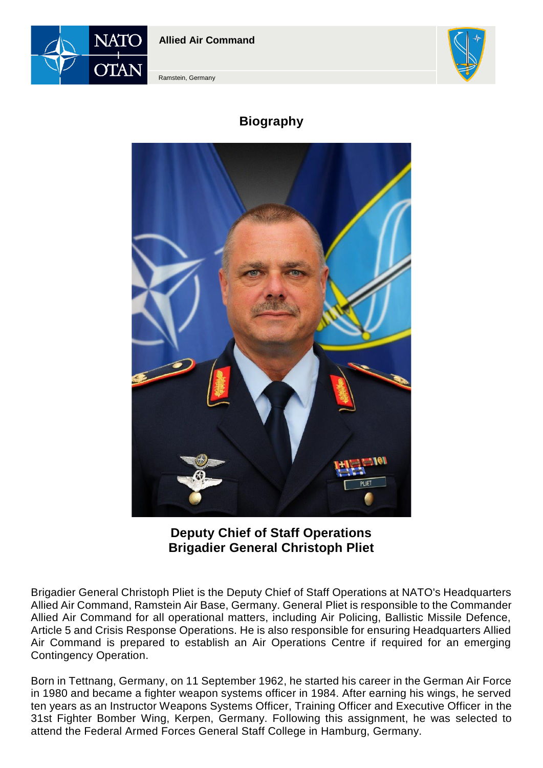**Allied Air Command**

Ramstein, Germany

# Biography

**Deputy Chief of Staff Operations**
**Brigadier General Christoph Pliet**

Brigadier General Christoph Pliet is the Deputy Chief of Staff Operations at NATO's Headquarters Allied Air Command, Ramstein Air Base, Germany. General Pliet is responsible to the Commander Allied Air Command for all operational matters, including Air Policing, Ballistic Missile Defence, Article 5 and Crisis Response Operations. He is also responsible for ensuring Headquarters Allied Air Command is prepared to establish an Air Operations Centre if required for an emerging Contingency Operation.

Born in Tettnang, Germany, on 11 September 1962, he started his career in the German Air Force in 1980 and became a fighter weapon systems officer in 1984. After earning his wings, he served ten years as an Instructor Weapons Systems Officer, Training Officer and Executive Officer in the 31st Fighter Bomber Wing, Kerpen, Germany. Following this assignment, he was selected to attend the Federal Armed Forces General Staff College in Hamburg, Germany.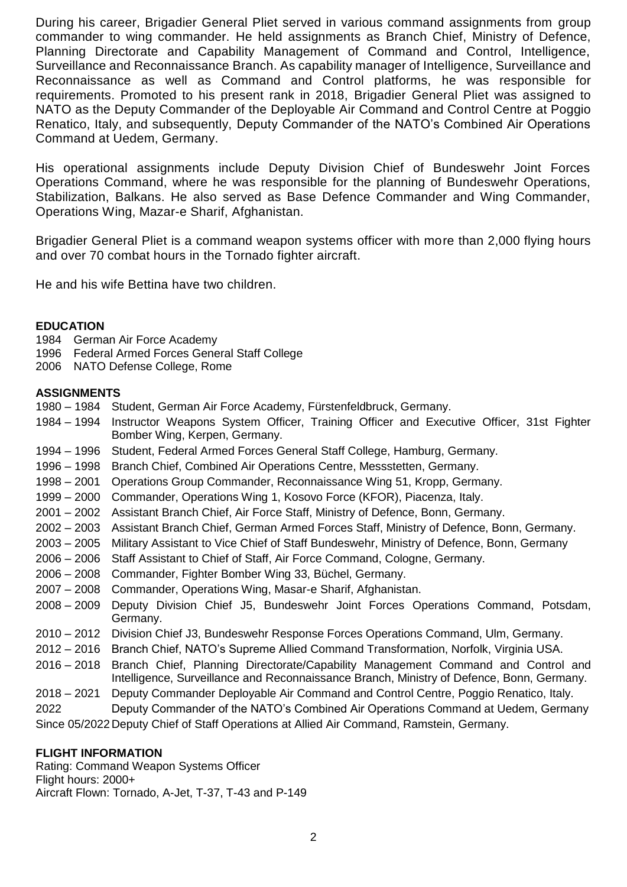During his career, Brigadier General Pliet served in various command assignments from group commander to wing commander. He held assignments as Branch Chief, Ministry of Defence, Planning Directorate and Capability Management of Command and Control, Intelligence, Surveillance and Reconnaissance Branch. As capability manager of Intelligence, Surveillance and Reconnaissance as well as Command and Control platforms, he was responsible for requirements. Promoted to his present rank in 2018, Brigadier General Pliet was assigned to NATO as the Deputy Commander of the Deployable Air Command and Control Centre at Poggio Renatico, Italy, and subsequently, Deputy Commander of the NATO's Combined Air Operations Command at Uedem, Germany.

His operational assignments include Deputy Division Chief of Bundeswehr Joint Forces Operations Command, where he was responsible for the planning of Bundeswehr Operations, Stabilization, Balkans. He also served as Base Defence Commander and Wing Commander, Operations Wing, Mazar-e Sharif, Afghanistan.

Brigadier General Pliet is a command weapon systems officer with more than 2,000 flying hours and over 70 combat hours in the Tornado fighter aircraft.

He and his wife Bettina have two children.

**EDUCATION**

1984 German Air Force Academy
1996 Federal Armed Forces General Staff College
2006 NATO Defense College, Rome

**ASSIGNMENTS**

1980 – 1984 Student, German Air Force Academy, Fürstenfeldbruck, Germany.
1984 – 1994 Instructor Weapons System Officer, Training Officer and Executive Officer, 31st Fighter Bomber Wing, Kerpen, Germany.
1994 – 1996 Student, Federal Armed Forces General Staff College, Hamburg, Germany.
1996 – 1998 Branch Chief, Combined Air Operations Centre, Messstetten, Germany.
1998 – 2001 Operations Group Commander, Reconnaissance Wing 51, Kropp, Germany.
1999 – 2000 Commander, Operations Wing 1, Kosovo Force (KFOR), Piacenza, Italy.
2001 – 2002 Assistant Branch Chief, Air Force Staff, Ministry of Defence, Bonn, Germany.
2002 – 2003 Assistant Branch Chief, German Armed Forces Staff, Ministry of Defence, Bonn, Germany.
2003 – 2005 Military Assistant to Vice Chief of Staff Bundeswehr, Ministry of Defence, Bonn, Germany
2006 – 2006 Staff Assistant to Chief of Staff, Air Force Command, Cologne, Germany.
2006 – 2008 Commander, Fighter Bomber Wing 33, Büchel, Germany.
2007 – 2008 Commander, Operations Wing, Masar-e Sharif, Afghanistan.
2008 – 2009 Deputy Division Chief J5, Bundeswehr Joint Forces Operations Command, Potsdam, Germany.
2010 – 2012 Division Chief J3, Bundeswehr Response Forces Operations Command, Ulm, Germany.
2012 – 2016 Branch Chief, NATO's Supreme Allied Command Transformation, Norfolk, Virginia USA.
2016 – 2018 Branch Chief, Planning Directorate/Capability Management Command and Control and Intelligence, Surveillance and Reconnaissance Branch, Ministry of Defence, Bonn, Germany.
2018 – 2021 Deputy Commander Deployable Air Command and Control Centre, Poggio Renatico, Italy.
2022 Deputy Commander of the NATO's Combined Air Operations Command at Uedem, Germany
Since 05/2022 Deputy Chief of Staff Operations at Allied Air Command, Ramstein, Germany.

**FLIGHT INFORMATION**

Rating: Command Weapon Systems Officer
Flight hours: 2000+
Aircraft Flown: Tornado, A-Jet, T-37, T-43 and P-149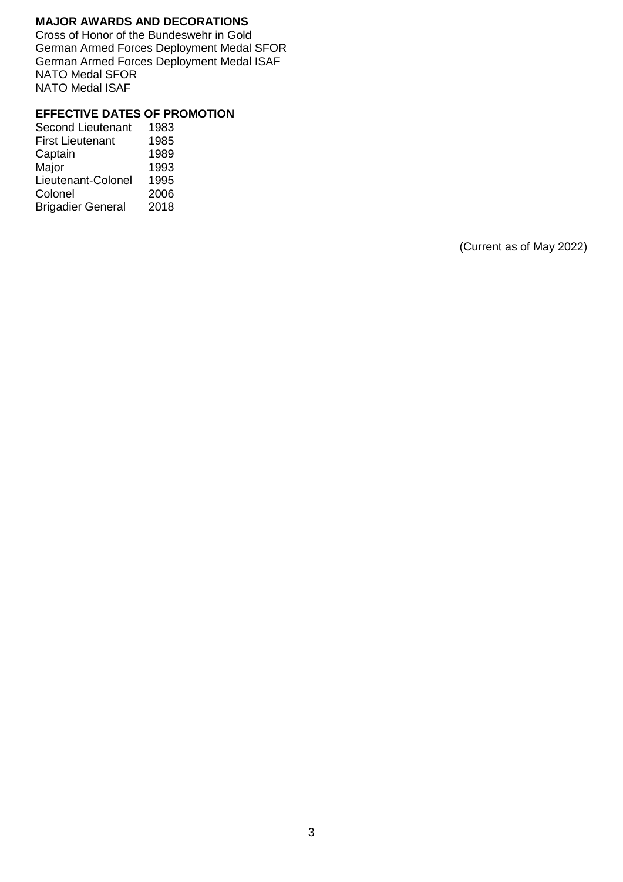## MAJOR AWARDS AND DECORATIONS

Cross of Honor of the Bundeswehr in Gold
German Armed Forces Deployment Medal SFOR
German Armed Forces Deployment Medal ISAF
NATO Medal SFOR
NATO Medal ISAF

## EFFECTIVE DATES OF PROMOTION

| | |
|---|---|
| Second Lieutenant | 1983 |
| First Lieutenant | 1985 |
| Captain | 1989 |
| Major | 1993 |
| Lieutenant-Colonel | 1995 |
| Colonel | 2006 |
| Brigadier General | 2018 |

(Current as of May 2022)